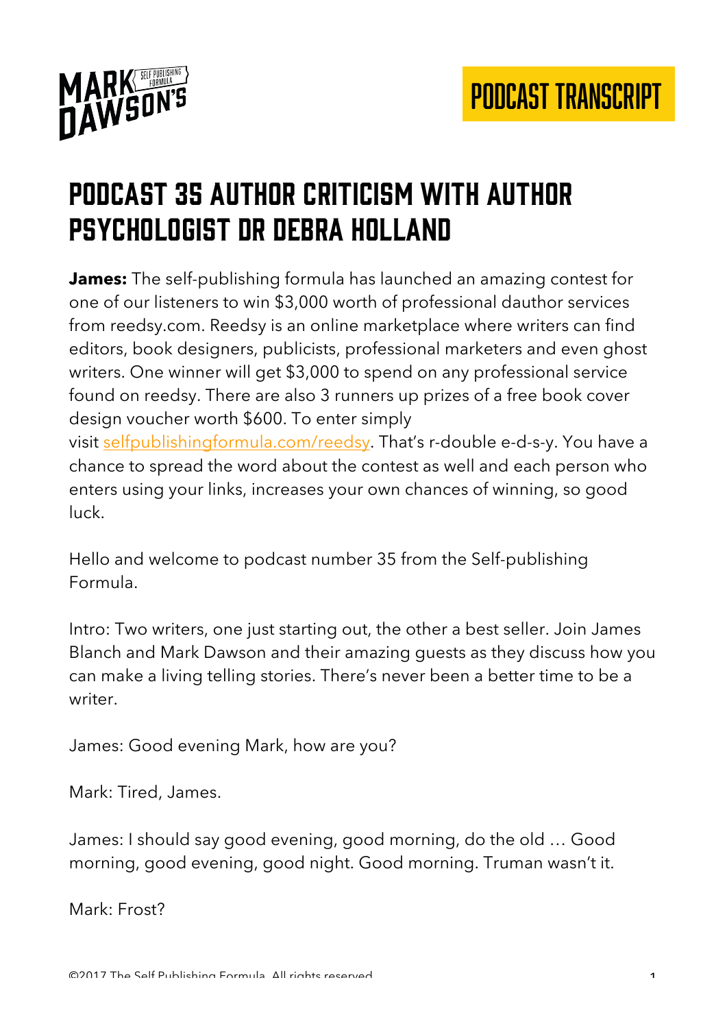# Podcast 35 Author Criticism with Author Psychologist Dr Debra Holland

**James:** The self-publishing formula has launched an amazing contest for one of our listeners to win $3,000 worth of professional dauthor services from reedsy.com. Reedsy is an online marketplace where writers can find editors, book designers, publicists, professional marketers and even ghost writers. One winner will get $3,000 to spend on any professional service found on reedsy. There are also 3 runners up prizes of a free book cover design voucher worth $600. To enter simply visit selfpublishingformula.com/reedsy. That's r-double e-d-s-y. You have a chance to spread the word about the contest as well and each person who enters using your links, increases your own chances of winning, so good luck.

Hello and welcome to podcast number 35 from the Self-publishing Formula.

Intro: Two writers, one just starting out, the other a best seller. Join James Blanch and Mark Dawson and their amazing guests as they discuss how you can make a living telling stories. There's never been a better time to be a writer.

James: Good evening Mark, how are you?

Mark: Tired, James.

James: I should say good evening, good morning, do the old … Good morning, good evening, good night. Good morning. Truman wasn't it.

Mark: Frost?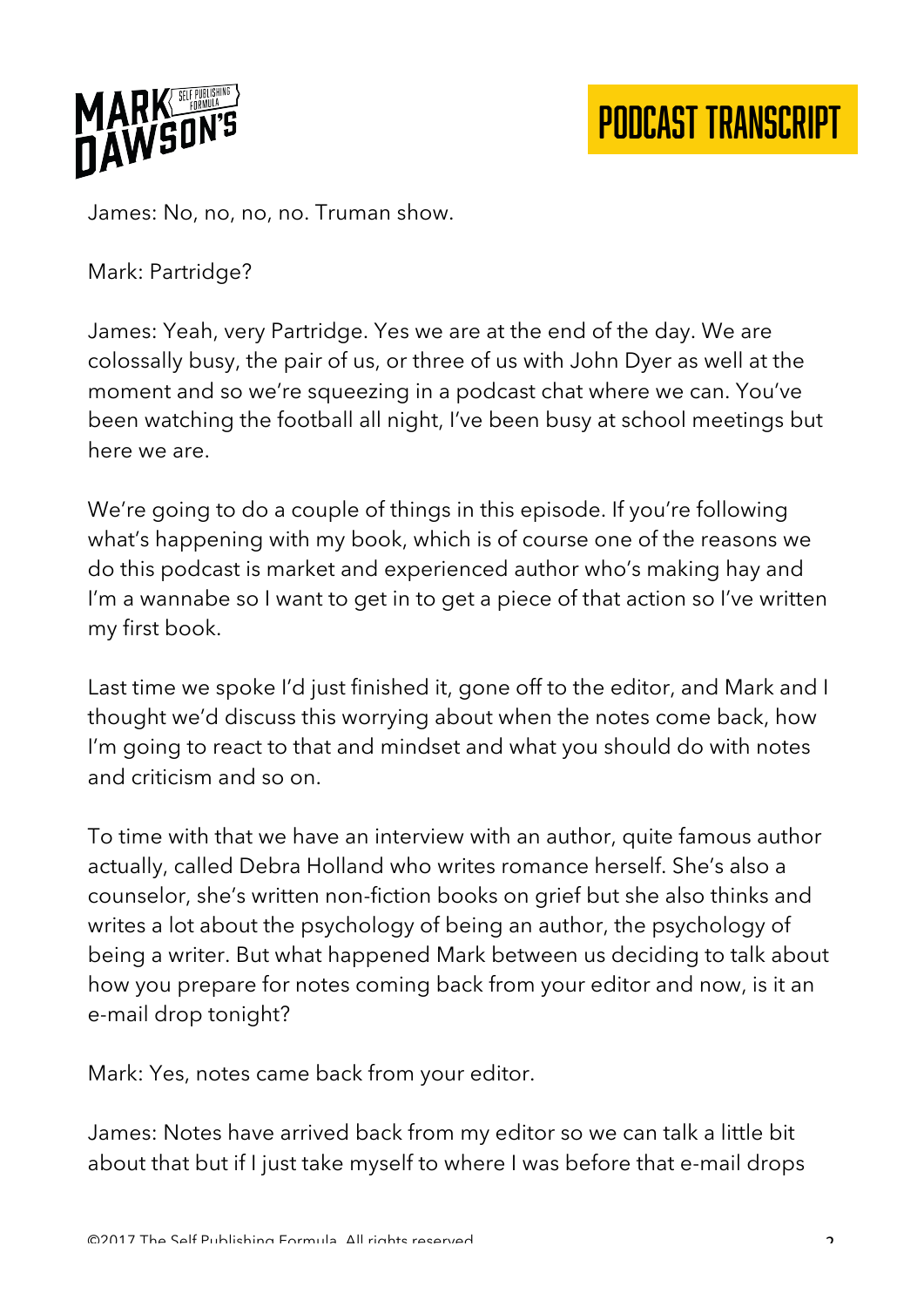James: No, no, no, no. Truman show.

Mark: Partridge?

James: Yeah, very Partridge. Yes we are at the end of the day. We are colossally busy, the pair of us, or three of us with John Dyer as well at the moment and so we're squeezing in a podcast chat where we can. You've been watching the football all night, I've been busy at school meetings but here we are.

We're going to do a couple of things in this episode. If you're following what's happening with my book, which is of course one of the reasons we do this podcast is market and experienced author who's making hay and I'm a wannabe so I want to get in to get a piece of that action so I've written my first book.

Last time we spoke I'd just finished it, gone off to the editor, and Mark and I thought we'd discuss this worrying about when the notes come back, how I'm going to react to that and mindset and what you should do with notes and criticism and so on.

To time with that we have an interview with an author, quite famous author actually, called Debra Holland who writes romance herself. She's also a counselor, she's written non-fiction books on grief but she also thinks and writes a lot about the psychology of being an author, the psychology of being a writer. But what happened Mark between us deciding to talk about how you prepare for notes coming back from your editor and now, is it an e-mail drop tonight?

Mark: Yes, notes came back from your editor.

James: Notes have arrived back from my editor so we can talk a little bit about that but if I just take myself to where I was before that e-mail drops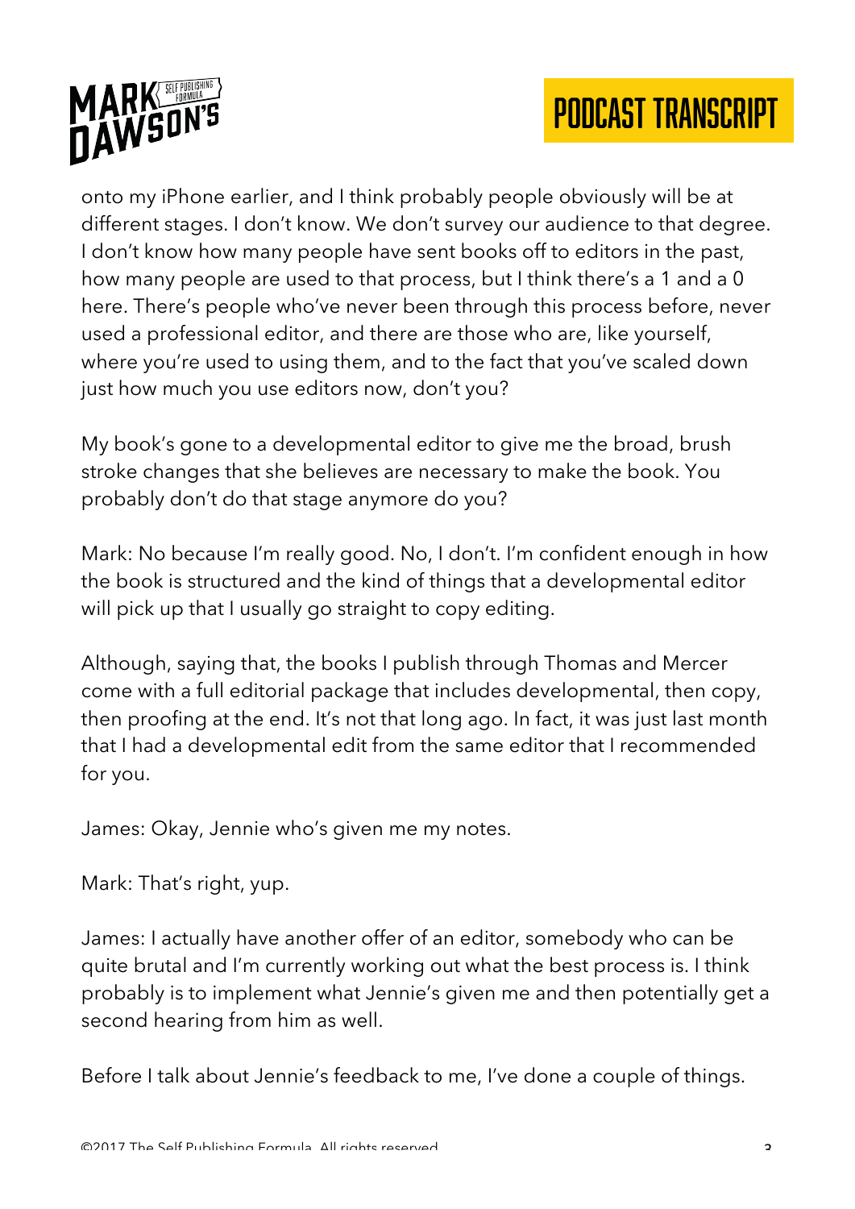onto my iPhone earlier, and I think probably people obviously will be at different stages. I don't know. We don't survey our audience to that degree. I don't know how many people have sent books off to editors in the past, how many people are used to that process, but I think there's a 1 and a 0 here. There's people who've never been through this process before, never used a professional editor, and there are those who are, like yourself, where you're used to using them, and to the fact that you've scaled down just how much you use editors now, don't you?

My book's gone to a developmental editor to give me the broad, brush stroke changes that she believes are necessary to make the book. You probably don't do that stage anymore do you?

Mark: No because I'm really good. No, I don't. I'm confident enough in how the book is structured and the kind of things that a developmental editor will pick up that I usually go straight to copy editing.

Although, saying that, the books I publish through Thomas and Mercer come with a full editorial package that includes developmental, then copy, then proofing at the end. It's not that long ago. In fact, it was just last month that I had a developmental edit from the same editor that I recommended for you.

James: Okay, Jennie who's given me my notes.

Mark: That's right, yup.

James: I actually have another offer of an editor, somebody who can be quite brutal and I'm currently working out what the best process is. I think probably is to implement what Jennie's given me and then potentially get a second hearing from him as well.

Before I talk about Jennie's feedback to me, I've done a couple of things.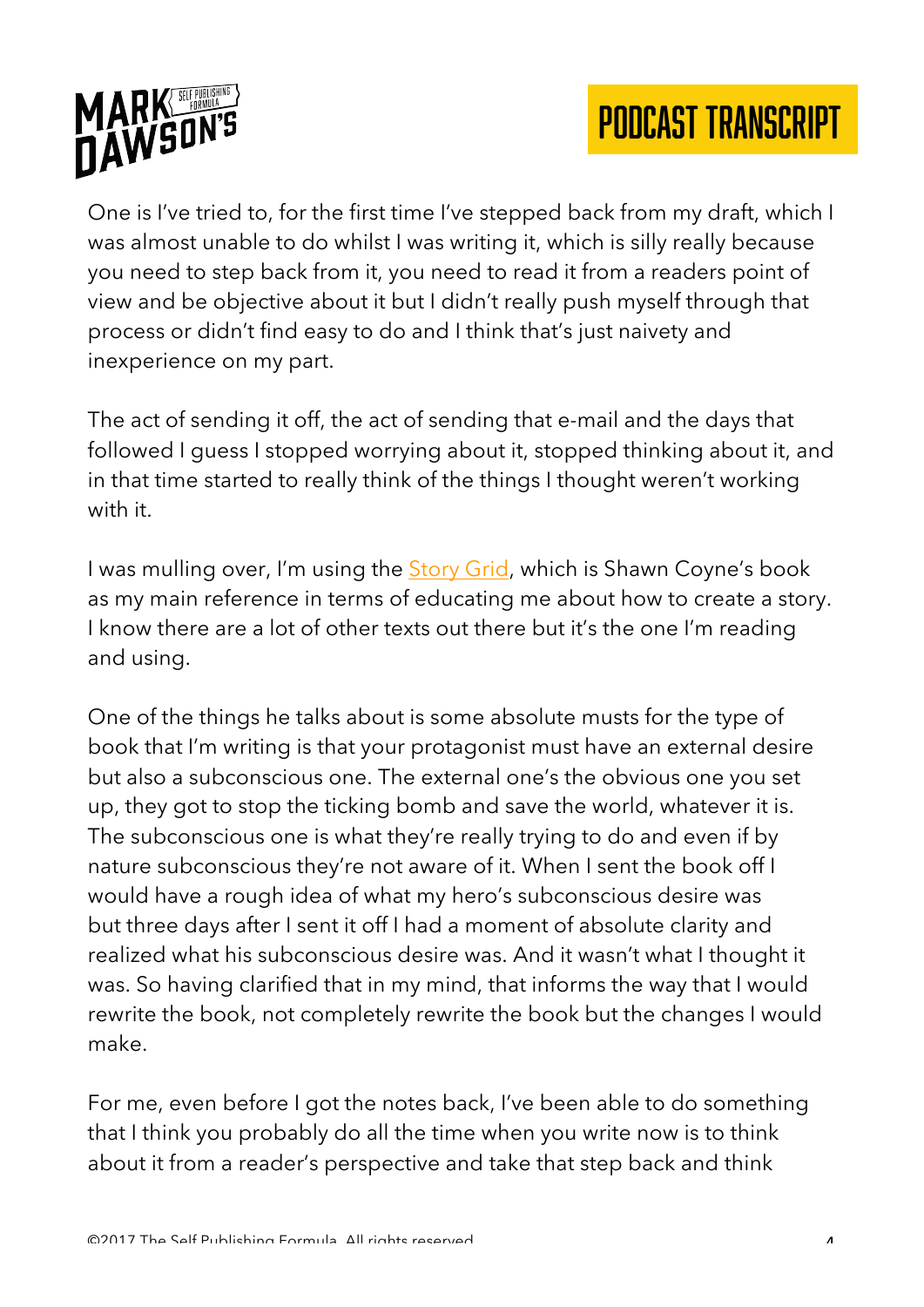One is I've tried to, for the first time I've stepped back from my draft, which I was almost unable to do whilst I was writing it, which is silly really because you need to step back from it, you need to read it from a readers point of view and be objective about it but I didn't really push myself through that process or didn't find easy to do and I think that's just naivety and inexperience on my part.

The act of sending it off, the act of sending that e-mail and the days that followed I guess I stopped worrying about it, stopped thinking about it, and in that time started to really think of the things I thought weren't working with it.

I was mulling over, I'm using the [Story Grid](), which is Shawn Coyne's book as my main reference in terms of educating me about how to create a story. I know there are a lot of other texts out there but it's the one I'm reading and using.

One of the things he talks about is some absolute musts for the type of book that I'm writing is that your protagonist must have an external desire but also a subconscious one. The external one's the obvious one you set up, they got to stop the ticking bomb and save the world, whatever it is. The subconscious one is what they're really trying to do and even if by nature subconscious they're not aware of it. When I sent the book off I would have a rough idea of what my hero's subconscious desire was but three days after I sent it off I had a moment of absolute clarity and realized what his subconscious desire was. And it wasn't what I thought it was. So having clarified that in my mind, that informs the way that I would rewrite the book, not completely rewrite the book but the changes I would make.

For me, even before I got the notes back, I've been able to do something that I think you probably do all the time when you write now is to think about it from a reader's perspective and take that step back and think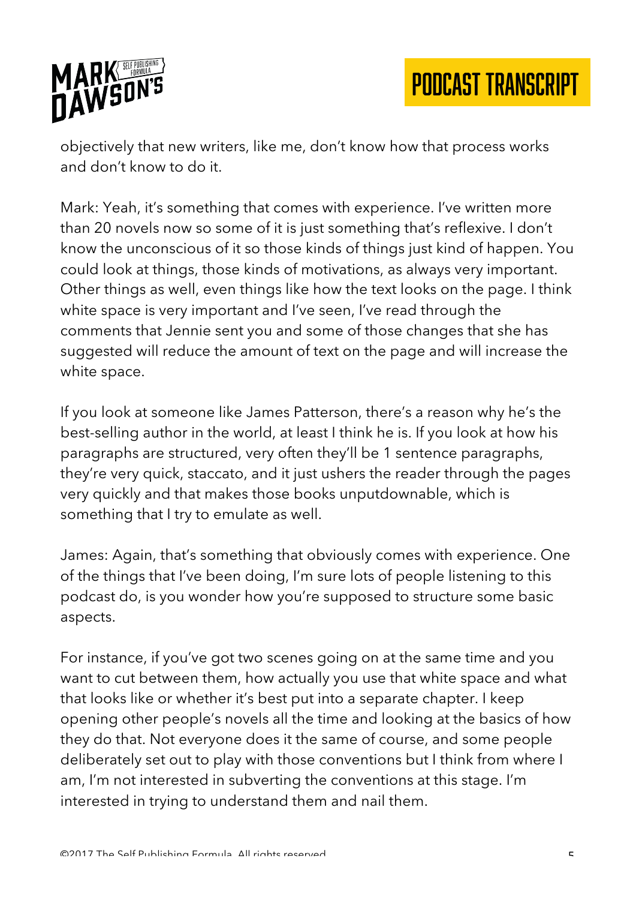objectively that new writers, like me, don't know how that process works and don't know to do it.

Mark: Yeah, it's something that comes with experience. I've written more than 20 novels now so some of it is just something that's reflexive. I don't know the unconscious of it so those kinds of things just kind of happen. You could look at things, those kinds of motivations, as always very important. Other things as well, even things like how the text looks on the page. I think white space is very important and I've seen, I've read through the comments that Jennie sent you and some of those changes that she has suggested will reduce the amount of text on the page and will increase the white space.

If you look at someone like James Patterson, there's a reason why he's the best-selling author in the world, at least I think he is. If you look at how his paragraphs are structured, very often they'll be 1 sentence paragraphs, they're very quick, staccato, and it just ushers the reader through the pages very quickly and that makes those books unputdownable, which is something that I try to emulate as well.

James: Again, that's something that obviously comes with experience. One of the things that I've been doing, I'm sure lots of people listening to this podcast do, is you wonder how you're supposed to structure some basic aspects.

For instance, if you've got two scenes going on at the same time and you want to cut between them, how actually you use that white space and what that looks like or whether it's best put into a separate chapter. I keep opening other people's novels all the time and looking at the basics of how they do that. Not everyone does it the same of course, and some people deliberately set out to play with those conventions but I think from where I am, I'm not interested in subverting the conventions at this stage. I'm interested in trying to understand them and nail them.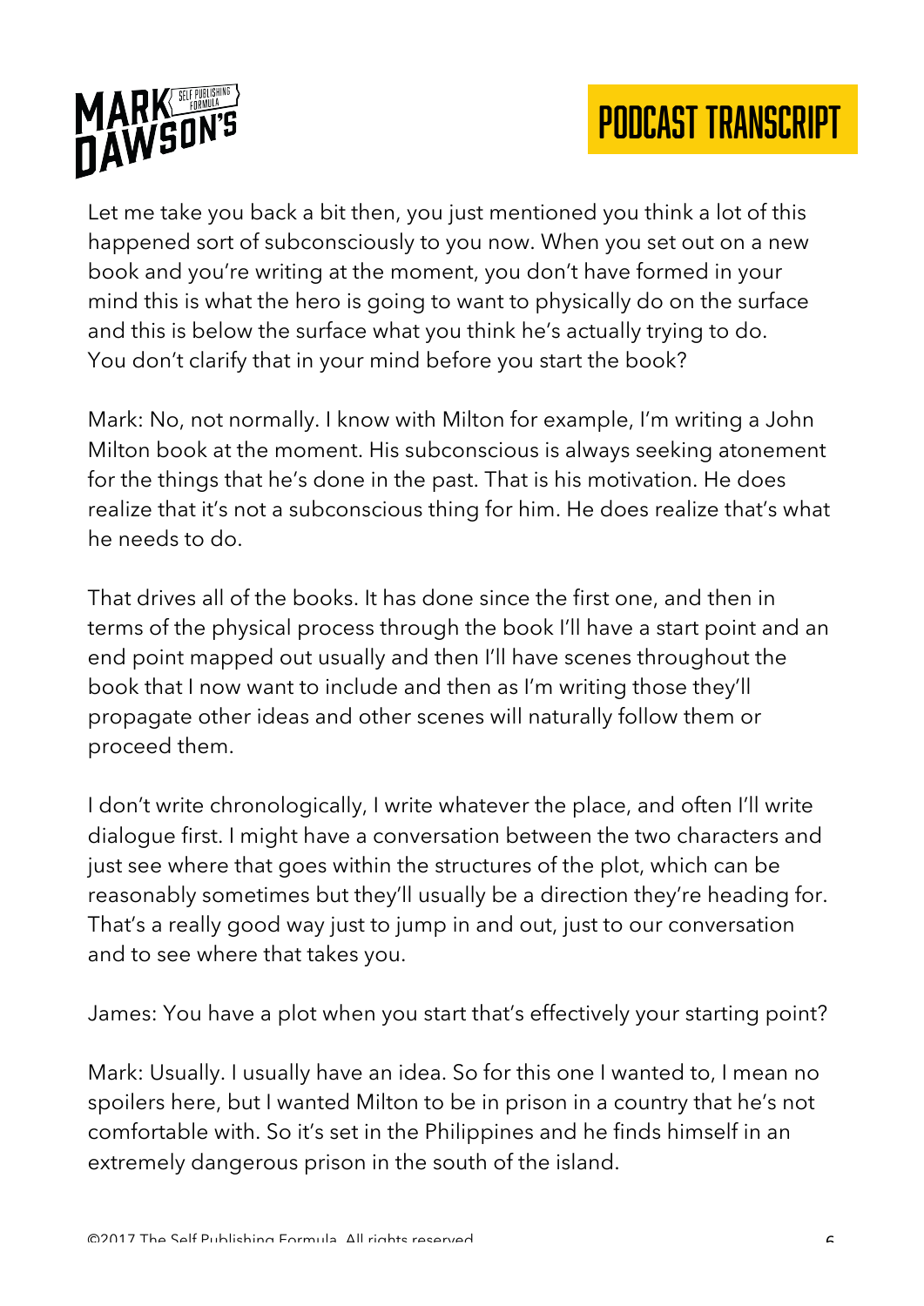Let me take you back a bit then, you just mentioned you think a lot of this happened sort of subconsciously to you now. When you set out on a new book and you're writing at the moment, you don't have formed in your mind this is what the hero is going to want to physically do on the surface and this is below the surface what you think he's actually trying to do. You don't clarify that in your mind before you start the book?

Mark: No, not normally. I know with Milton for example, I'm writing a John Milton book at the moment. His subconscious is always seeking atonement for the things that he's done in the past. That is his motivation. He does realize that it's not a subconscious thing for him. He does realize that's what he needs to do.

That drives all of the books. It has done since the first one, and then in terms of the physical process through the book I'll have a start point and an end point mapped out usually and then I'll have scenes throughout the book that I now want to include and then as I'm writing those they'll propagate other ideas and other scenes will naturally follow them or proceed them.

I don't write chronologically, I write whatever the place, and often I'll write dialogue first. I might have a conversation between the two characters and just see where that goes within the structures of the plot, which can be reasonably sometimes but they'll usually be a direction they're heading for. That's a really good way just to jump in and out, just to our conversation and to see where that takes you.

James: You have a plot when you start that's effectively your starting point?

Mark: Usually. I usually have an idea. So for this one I wanted to, I mean no spoilers here, but I wanted Milton to be in prison in a country that he's not comfortable with. So it's set in the Philippines and he finds himself in an extremely dangerous prison in the south of the island.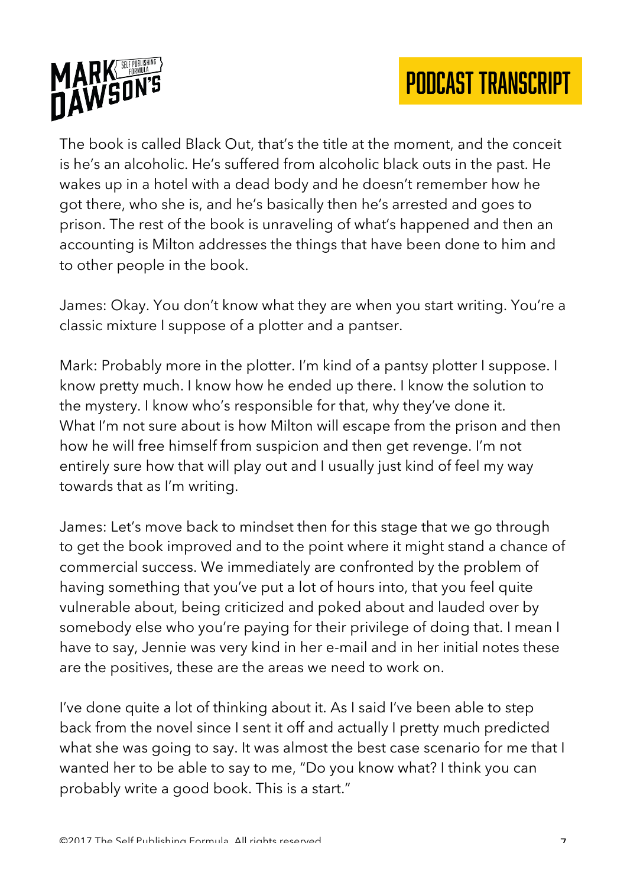The book is called Black Out, that's the title at the moment, and the conceit is he's an alcoholic. He's suffered from alcoholic black outs in the past. He wakes up in a hotel with a dead body and he doesn't remember how he got there, who she is, and he's basically then he's arrested and goes to prison. The rest of the book is unraveling of what's happened and then an accounting is Milton addresses the things that have been done to him and to other people in the book.

James: Okay. You don't know what they are when you start writing. You're a classic mixture I suppose of a plotter and a pantser.

Mark: Probably more in the plotter. I'm kind of a pantsy plotter I suppose. I know pretty much. I know how he ended up there. I know the solution to the mystery. I know who's responsible for that, why they've done it. What I'm not sure about is how Milton will escape from the prison and then how he will free himself from suspicion and then get revenge. I'm not entirely sure how that will play out and I usually just kind of feel my way towards that as I'm writing.

James: Let's move back to mindset then for this stage that we go through to get the book improved and to the point where it might stand a chance of commercial success. We immediately are confronted by the problem of having something that you've put a lot of hours into, that you feel quite vulnerable about, being criticized and poked about and lauded over by somebody else who you're paying for their privilege of doing that. I mean I have to say, Jennie was very kind in her e-mail and in her initial notes these are the positives, these are the areas we need to work on.

I've done quite a lot of thinking about it. As I said I've been able to step back from the novel since I sent it off and actually I pretty much predicted what she was going to say. It was almost the best case scenario for me that I wanted her to be able to say to me, "Do you know what? I think you can probably write a good book. This is a start."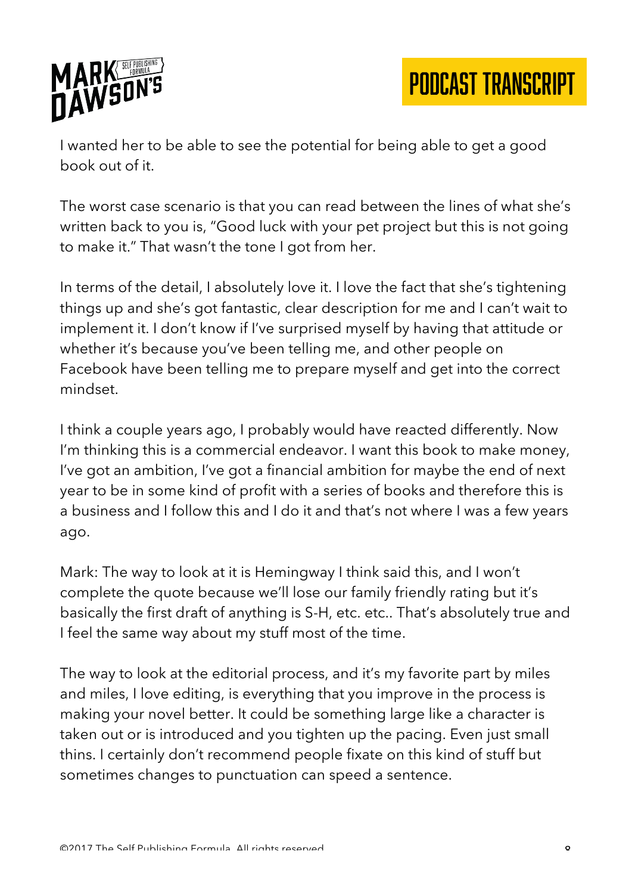I wanted her to be able to see the potential for being able to get a good book out of it.

The worst case scenario is that you can read between the lines of what she's written back to you is, "Good luck with your pet project but this is not going to make it." That wasn't the tone I got from her.

In terms of the detail, I absolutely love it. I love the fact that she's tightening things up and she's got fantastic, clear description for me and I can't wait to implement it. I don't know if I've surprised myself by having that attitude or whether it's because you've been telling me, and other people on Facebook have been telling me to prepare myself and get into the correct mindset.

I think a couple years ago, I probably would have reacted differently. Now I'm thinking this is a commercial endeavor. I want this book to make money, I've got an ambition, I've got a financial ambition for maybe the end of next year to be in some kind of profit with a series of books and therefore this is a business and I follow this and I do it and that's not where I was a few years ago.

Mark: The way to look at it is Hemingway I think said this, and I won't complete the quote because we'll lose our family friendly rating but it's basically the first draft of anything is S-H, etc. etc.. That's absolutely true and I feel the same way about my stuff most of the time.

The way to look at the editorial process, and it's my favorite part by miles and miles, I love editing, is everything that you improve in the process is making your novel better. It could be something large like a character is taken out or is introduced and you tighten up the pacing. Even just small thins. I certainly don't recommend people fixate on this kind of stuff but sometimes changes to punctuation can speed a sentence.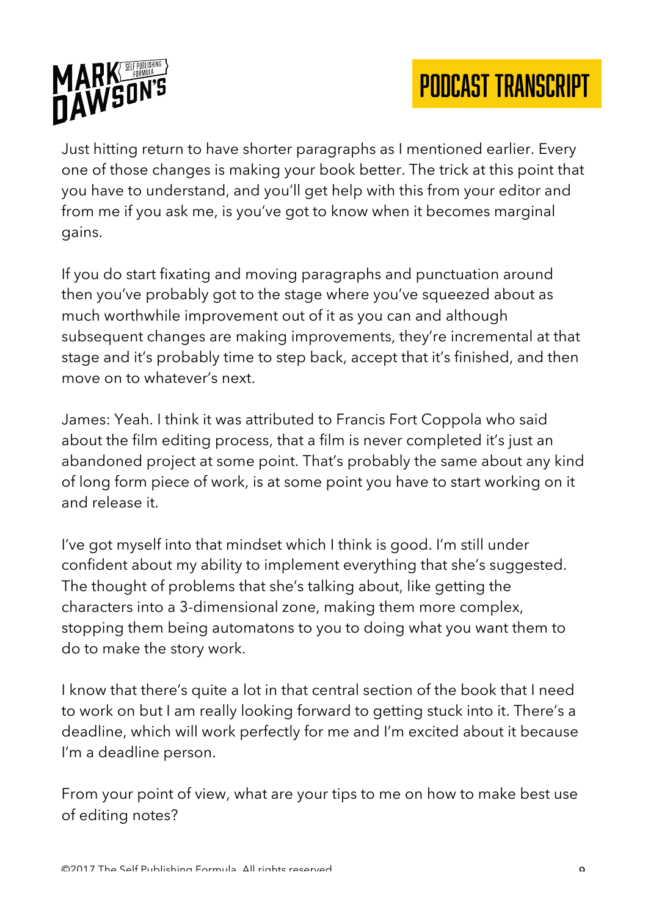Just hitting return to have shorter paragraphs as I mentioned earlier. Every one of those changes is making your book better. The trick at this point that you have to understand, and you'll get help with this from your editor and from me if you ask me, is you've got to know when it becomes marginal gains.

If you do start fixating and moving paragraphs and punctuation around then you've probably got to the stage where you've squeezed about as much worthwhile improvement out of it as you can and although subsequent changes are making improvements, they're incremental at that stage and it's probably time to step back, accept that it's finished, and then move on to whatever's next.

James: Yeah. I think it was attributed to Francis Fort Coppola who said about the film editing process, that a film is never completed it's just an abandoned project at some point. That's probably the same about any kind of long form piece of work, is at some point you have to start working on it and release it.

I've got myself into that mindset which I think is good. I'm still under confident about my ability to implement everything that she's suggested. The thought of problems that she's talking about, like getting the characters into a 3-dimensional zone, making them more complex, stopping them being automatons to you to doing what you want them to do to make the story work.

I know that there's quite a lot in that central section of the book that I need to work on but I am really looking forward to getting stuck into it. There's a deadline, which will work perfectly for me and I'm excited about it because I'm a deadline person.

From your point of view, what are your tips to me on how to make best use of editing notes?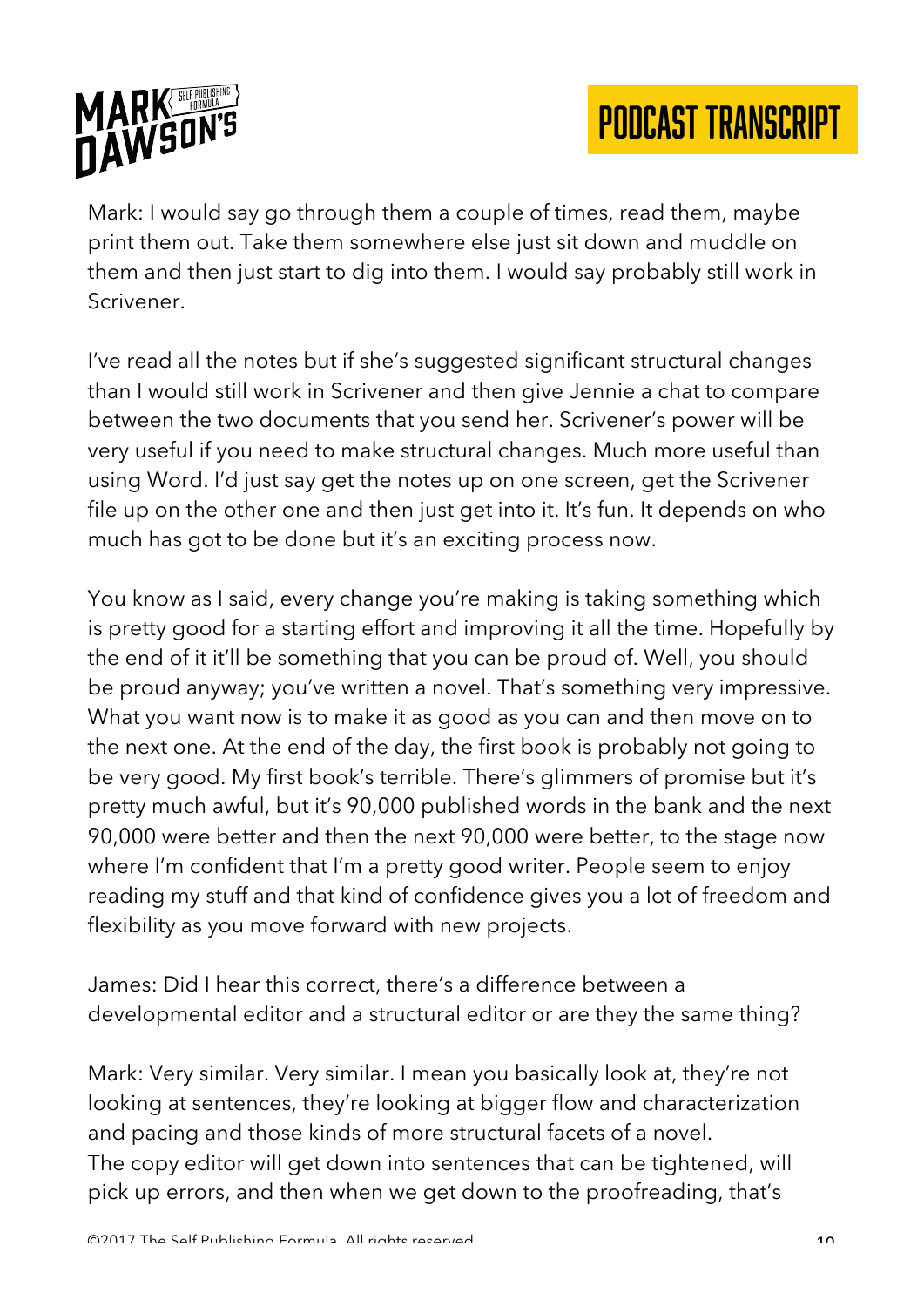Mark: I would say go through them a couple of times, read them, maybe print them out. Take them somewhere else just sit down and muddle on them and then just start to dig into them. I would say probably still work in Scrivener.

I've read all the notes but if she's suggested significant structural changes than I would still work in Scrivener and then give Jennie a chat to compare between the two documents that you send her. Scrivener's power will be very useful if you need to make structural changes. Much more useful than using Word. I'd just say get the notes up on one screen, get the Scrivener file up on the other one and then just get into it. It's fun. It depends on who much has got to be done but it's an exciting process now.

You know as I said, every change you're making is taking something which is pretty good for a starting effort and improving it all the time. Hopefully by the end of it it'll be something that you can be proud of. Well, you should be proud anyway; you've written a novel. That's something very impressive. What you want now is to make it as good as you can and then move on to the next one. At the end of the day, the first book is probably not going to be very good. My first book's terrible. There's glimmers of promise but it's pretty much awful, but it's 90,000 published words in the bank and the next 90,000 were better and then the next 90,000 were better, to the stage now where I'm confident that I'm a pretty good writer. People seem to enjoy reading my stuff and that kind of confidence gives you a lot of freedom and flexibility as you move forward with new projects.

James: Did I hear this correct, there's a difference between a developmental editor and a structural editor or are they the same thing?

Mark: Very similar. Very similar. I mean you basically look at, they're not looking at sentences, they're looking at bigger flow and characterization and pacing and those kinds of more structural facets of a novel.
The copy editor will get down into sentences that can be tightened, will pick up errors, and then when we get down to the proofreading, that's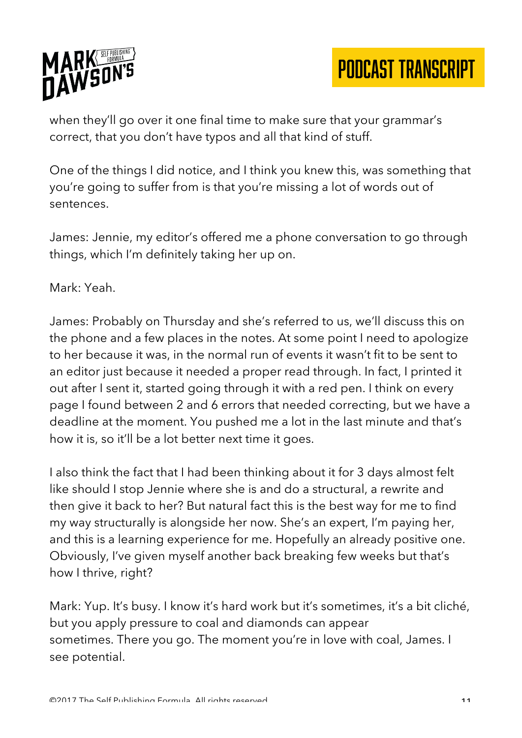when they'll go over it one final time to make sure that your grammar's correct, that you don't have typos and all that kind of stuff.

One of the things I did notice, and I think you knew this, was something that you're going to suffer from is that you're missing a lot of words out of sentences.

James: Jennie, my editor's offered me a phone conversation to go through things, which I'm definitely taking her up on.

Mark: Yeah.

James: Probably on Thursday and she's referred to us, we'll discuss this on the phone and a few places in the notes. At some point I need to apologize to her because it was, in the normal run of events it wasn't fit to be sent to an editor just because it needed a proper read through. In fact, I printed it out after I sent it, started going through it with a red pen. I think on every page I found between 2 and 6 errors that needed correcting, but we have a deadline at the moment. You pushed me a lot in the last minute and that's how it is, so it'll be a lot better next time it goes.

I also think the fact that I had been thinking about it for 3 days almost felt like should I stop Jennie where she is and do a structural, a rewrite and then give it back to her? But natural fact this is the best way for me to find my way structurally is alongside her now. She's an expert, I'm paying her, and this is a learning experience for me. Hopefully an already positive one. Obviously, I've given myself another back breaking few weeks but that's how I thrive, right?

Mark: Yup. It's busy. I know it's hard work but it's sometimes, it's a bit cliché, but you apply pressure to coal and diamonds can appear sometimes. There you go. The moment you're in love with coal, James. I see potential.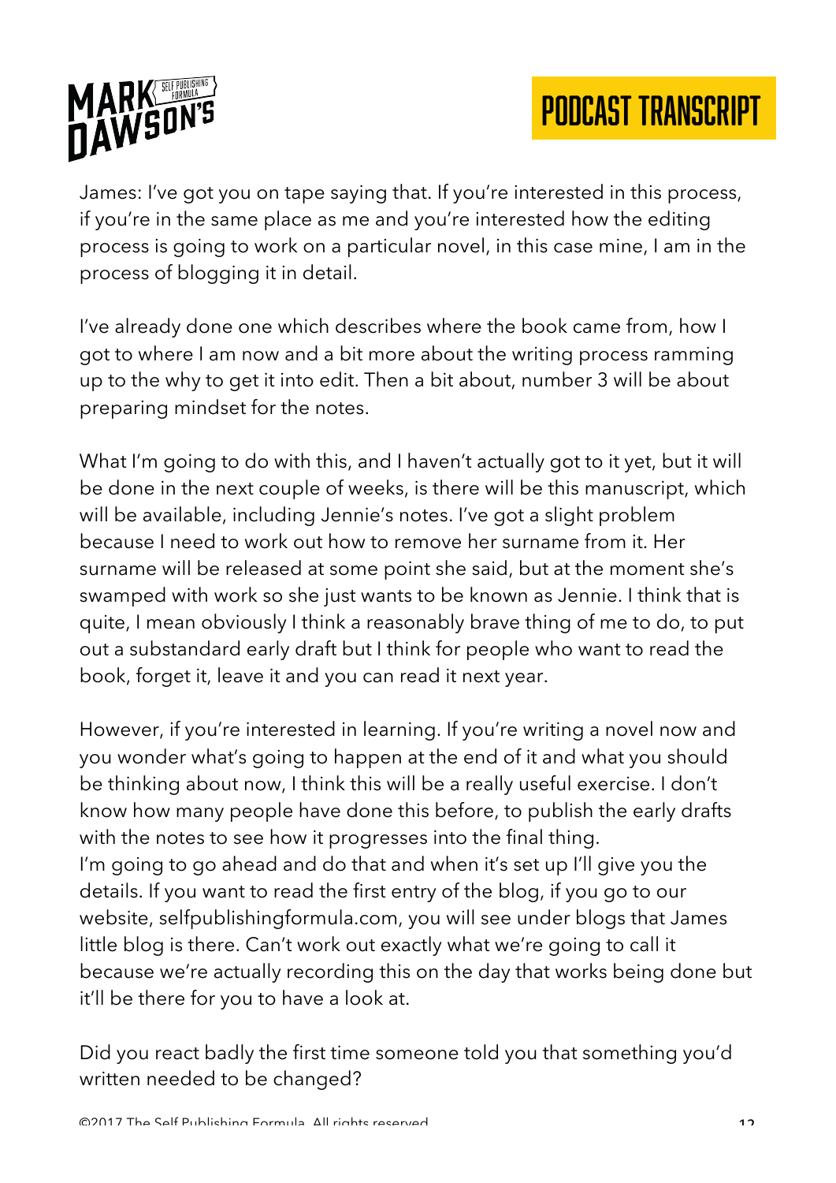James: I've got you on tape saying that. If you're interested in this process, if you're in the same place as me and you're interested how the editing process is going to work on a particular novel, in this case mine, I am in the process of blogging it in detail.

I've already done one which describes where the book came from, how I got to where I am now and a bit more about the writing process ramming up to the why to get it into edit. Then a bit about, number 3 will be about preparing mindset for the notes.

What I'm going to do with this, and I haven't actually got to it yet, but it will be done in the next couple of weeks, is there will be this manuscript, which will be available, including Jennie's notes. I've got a slight problem because I need to work out how to remove her surname from it. Her surname will be released at some point she said, but at the moment she's swamped with work so she just wants to be known as Jennie. I think that is quite, I mean obviously I think a reasonably brave thing of me to do, to put out a substandard early draft but I think for people who want to read the book, forget it, leave it and you can read it next year.

However, if you're interested in learning. If you're writing a novel now and you wonder what's going to happen at the end of it and what you should be thinking about now, I think this will be a really useful exercise. I don't know how many people have done this before, to publish the early drafts with the notes to see how it progresses into the final thing.
I'm going to go ahead and do that and when it's set up I'll give you the details. If you want to read the first entry of the blog, if you go to our website, selfpublishingformula.com, you will see under blogs that James little blog is there. Can't work out exactly what we're going to call it because we're actually recording this on the day that works being done but it'll be there for you to have a look at.

Did you react badly the first time someone told you that something you'd written needed to be changed?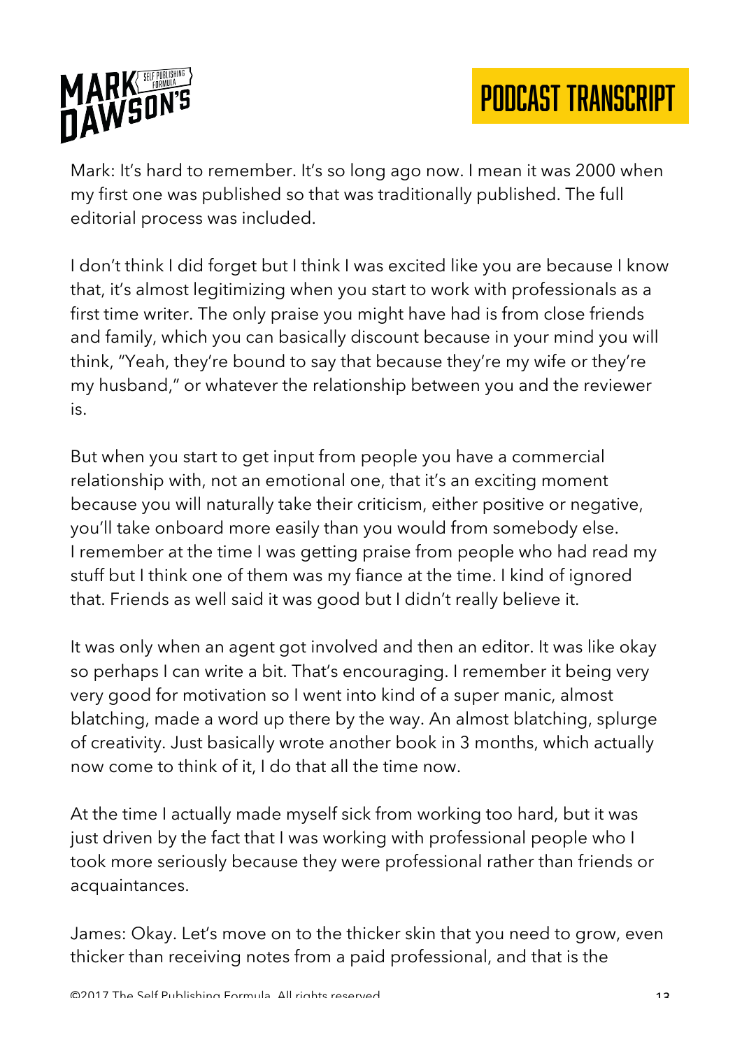Mark: It's hard to remember. It's so long ago now. I mean it was 2000 when my first one was published so that was traditionally published. The full editorial process was included.

I don't think I did forget but I think I was excited like you are because I know that, it's almost legitimizing when you start to work with professionals as a first time writer. The only praise you might have had is from close friends and family, which you can basically discount because in your mind you will think, "Yeah, they're bound to say that because they're my wife or they're my husband," or whatever the relationship between you and the reviewer is.

But when you start to get input from people you have a commercial relationship with, not an emotional one, that it's an exciting moment because you will naturally take their criticism, either positive or negative, you'll take onboard more easily than you would from somebody else. I remember at the time I was getting praise from people who had read my stuff but I think one of them was my fiance at the time. I kind of ignored that. Friends as well said it was good but I didn't really believe it.

It was only when an agent got involved and then an editor. It was like okay so perhaps I can write a bit. That's encouraging. I remember it being very very good for motivation so I went into kind of a super manic, almost blatching, made a word up there by the way. An almost blatching, splurge of creativity. Just basically wrote another book in 3 months, which actually now come to think of it, I do that all the time now.

At the time I actually made myself sick from working too hard, but it was just driven by the fact that I was working with professional people who I took more seriously because they were professional rather than friends or acquaintances.

James: Okay. Let's move on to the thicker skin that you need to grow, even thicker than receiving notes from a paid professional, and that is the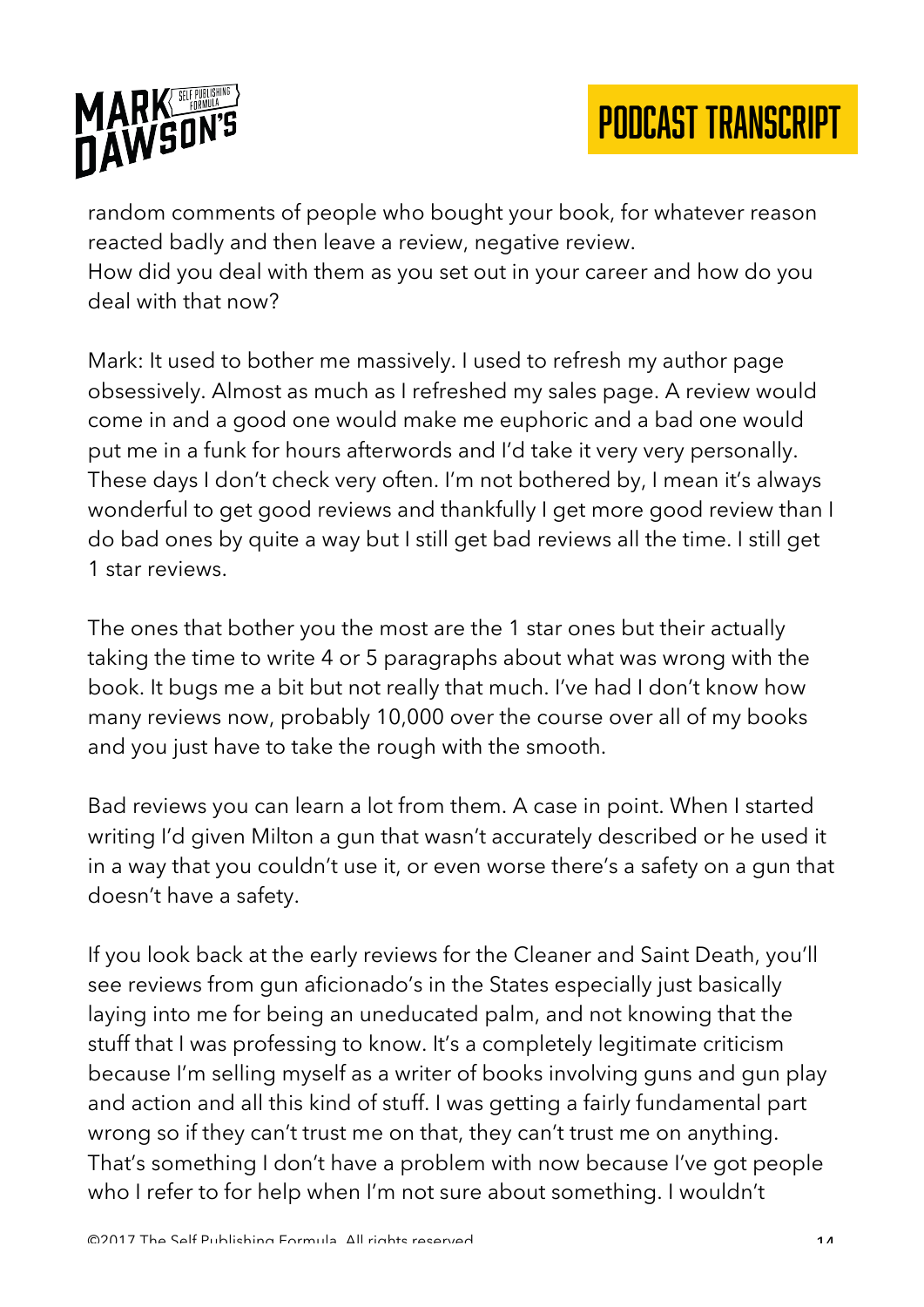random comments of people who bought your book, for whatever reason reacted badly and then leave a review, negative review.
How did you deal with them as you set out in your career and how do you deal with that now?

Mark: It used to bother me massively. I used to refresh my author page obsessively. Almost as much as I refreshed my sales page. A review would come in and a good one would make me euphoric and a bad one would put me in a funk for hours afterwords and I'd take it very very personally. These days I don't check very often. I'm not bothered by, I mean it's always wonderful to get good reviews and thankfully I get more good review than I do bad ones by quite a way but I still get bad reviews all the time. I still get 1 star reviews.

The ones that bother you the most are the 1 star ones but their actually taking the time to write 4 or 5 paragraphs about what was wrong with the book. It bugs me a bit but not really that much. I've had I don't know how many reviews now, probably 10,000 over the course over all of my books and you just have to take the rough with the smooth.

Bad reviews you can learn a lot from them. A case in point. When I started writing I'd given Milton a gun that wasn't accurately described or he used it in a way that you couldn't use it, or even worse there's a safety on a gun that doesn't have a safety.

If you look back at the early reviews for the Cleaner and Saint Death, you'll see reviews from gun aficionado's in the States especially just basically laying into me for being an uneducated palm, and not knowing that the stuff that I was professing to know. It's a completely legitimate criticism because I'm selling myself as a writer of books involving guns and gun play and action and all this kind of stuff. I was getting a fairly fundamental part wrong so if they can't trust me on that, they can't trust me on anything. That's something I don't have a problem with now because I've got people who I refer to for help when I'm not sure about something. I wouldn't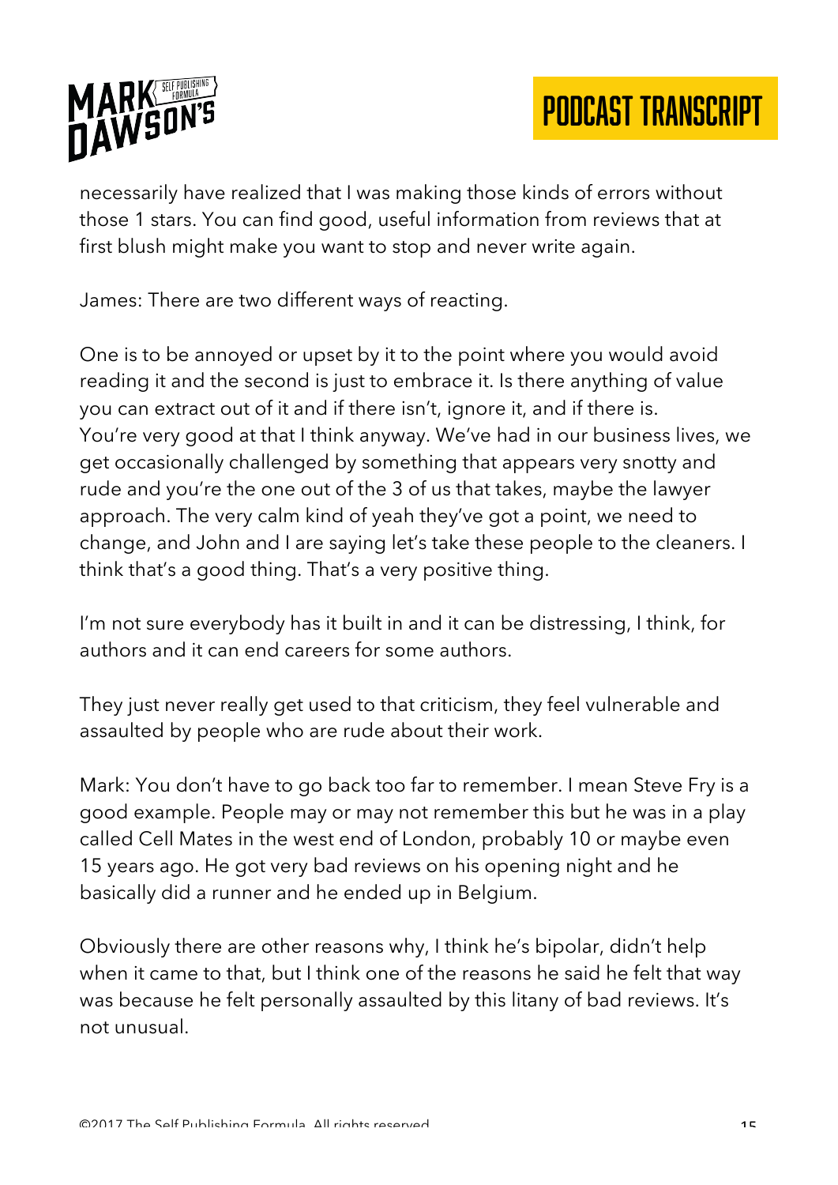necessarily have realized that I was making those kinds of errors without those 1 stars. You can find good, useful information from reviews that at first blush might make you want to stop and never write again.

James: There are two different ways of reacting.

One is to be annoyed or upset by it to the point where you would avoid reading it and the second is just to embrace it. Is there anything of value you can extract out of it and if there isn't, ignore it, and if there is. You're very good at that I think anyway. We've had in our business lives, we get occasionally challenged by something that appears very snotty and rude and you're the one out of the 3 of us that takes, maybe the lawyer approach. The very calm kind of yeah they've got a point, we need to change, and John and I are saying let's take these people to the cleaners. I think that's a good thing. That's a very positive thing.

I'm not sure everybody has it built in and it can be distressing, I think, for authors and it can end careers for some authors.

They just never really get used to that criticism, they feel vulnerable and assaulted by people who are rude about their work.

Mark: You don't have to go back too far to remember. I mean Steve Fry is a good example. People may or may not remember this but he was in a play called Cell Mates in the west end of London, probably 10 or maybe even 15 years ago. He got very bad reviews on his opening night and he basically did a runner and he ended up in Belgium.

Obviously there are other reasons why, I think he's bipolar, didn't help when it came to that, but I think one of the reasons he said he felt that way was because he felt personally assaulted by this litany of bad reviews. It's not unusual.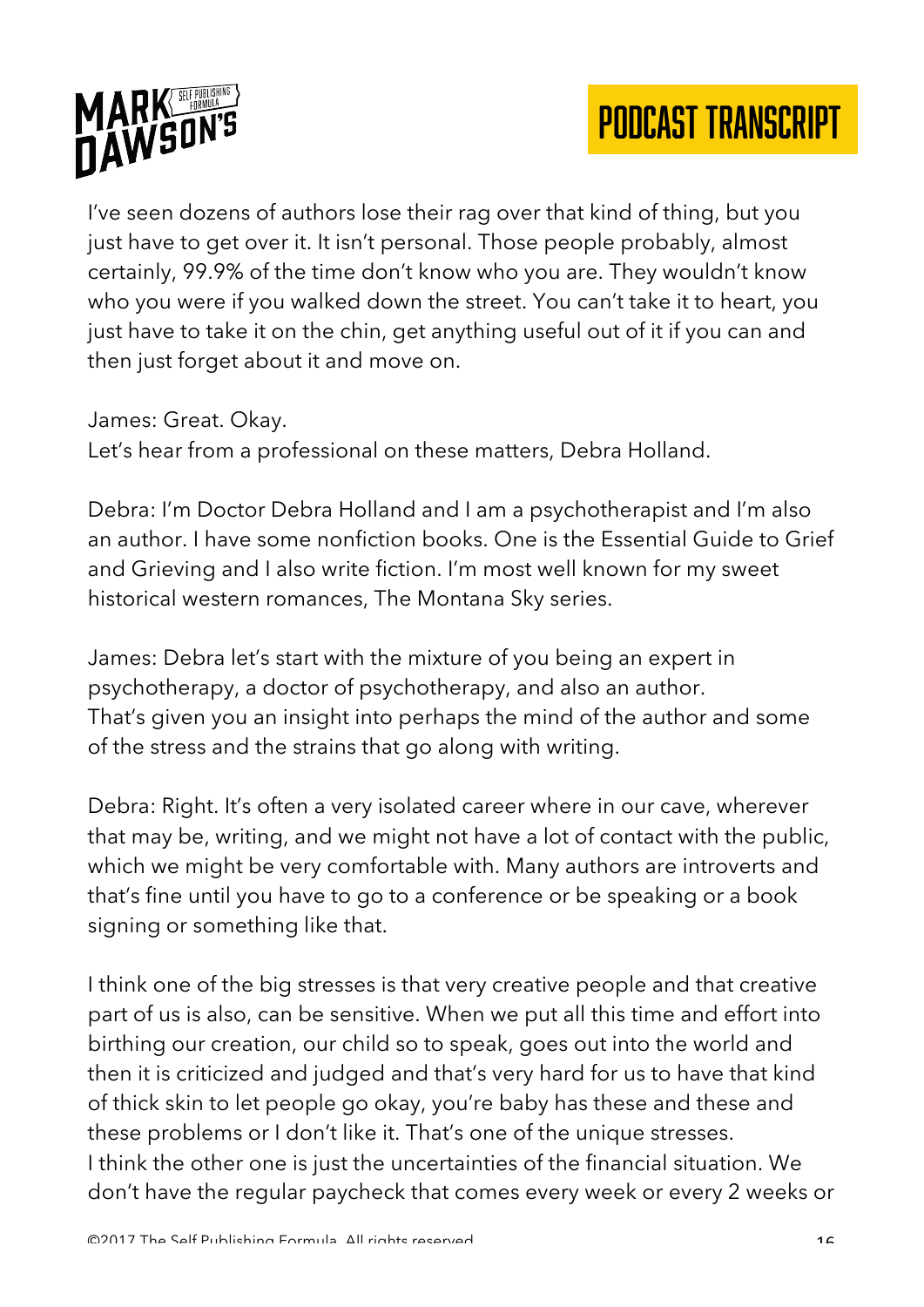I've seen dozens of authors lose their rag over that kind of thing, but you just have to get over it. It isn't personal. Those people probably, almost certainly, 99.9% of the time don't know who you are. They wouldn't know who you were if you walked down the street. You can't take it to heart, you just have to take it on the chin, get anything useful out of it if you can and then just forget about it and move on.

James: Great. Okay.
Let's hear from a professional on these matters, Debra Holland.

Debra: I'm Doctor Debra Holland and I am a psychotherapist and I'm also an author. I have some nonfiction books. One is the Essential Guide to Grief and Grieving and I also write fiction. I'm most well known for my sweet historical western romances, The Montana Sky series.

James: Debra let's start with the mixture of you being an expert in psychotherapy, a doctor of psychotherapy, and also an author.
That's given you an insight into perhaps the mind of the author and some of the stress and the strains that go along with writing.

Debra: Right. It's often a very isolated career where in our cave, wherever that may be, writing, and we might not have a lot of contact with the public, which we might be very comfortable with. Many authors are introverts and that's fine until you have to go to a conference or be speaking or a book signing or something like that.

I think one of the big stresses is that very creative people and that creative part of us is also, can be sensitive. When we put all this time and effort into birthing our creation, our child so to speak, goes out into the world and then it is criticized and judged and that's very hard for us to have that kind of thick skin to let people go okay, you're baby has these and these and these problems or I don't like it. That's one of the unique stresses.
I think the other one is just the uncertainties of the financial situation. We don't have the regular paycheck that comes every week or every 2 weeks or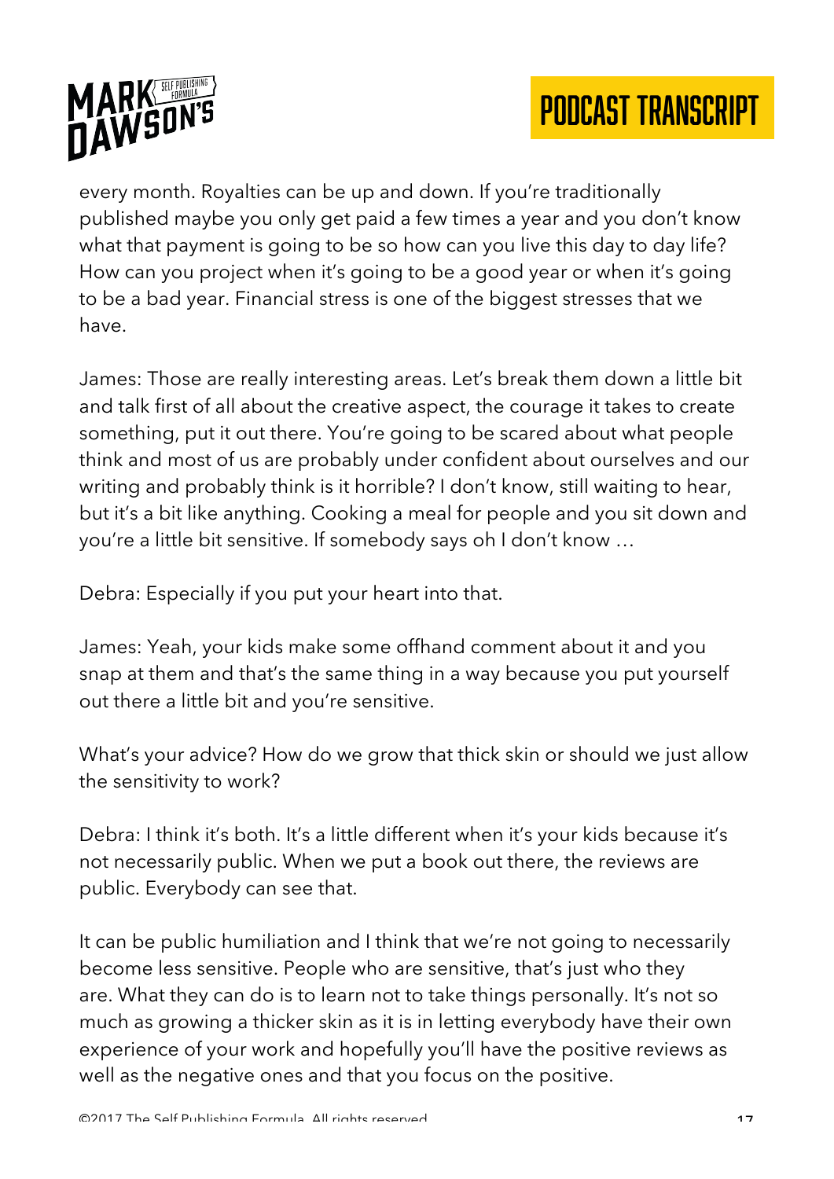every month. Royalties can be up and down. If you're traditionally published maybe you only get paid a few times a year and you don't know what that payment is going to be so how can you live this day to day life? How can you project when it's going to be a good year or when it's going to be a bad year. Financial stress is one of the biggest stresses that we have.

James: Those are really interesting areas. Let's break them down a little bit and talk first of all about the creative aspect, the courage it takes to create something, put it out there. You're going to be scared about what people think and most of us are probably under confident about ourselves and our writing and probably think is it horrible? I don't know, still waiting to hear, but it's a bit like anything. Cooking a meal for people and you sit down and you're a little bit sensitive. If somebody says oh I don't know …

Debra: Especially if you put your heart into that.

James: Yeah, your kids make some offhand comment about it and you snap at them and that's the same thing in a way because you put yourself out there a little bit and you're sensitive.

What's your advice? How do we grow that thick skin or should we just allow the sensitivity to work?

Debra: I think it's both. It's a little different when it's your kids because it's not necessarily public. When we put a book out there, the reviews are public. Everybody can see that.

It can be public humiliation and I think that we're not going to necessarily become less sensitive. People who are sensitive, that's just who they are. What they can do is to learn not to take things personally. It's not so much as growing a thicker skin as it is in letting everybody have their own experience of your work and hopefully you'll have the positive reviews as well as the negative ones and that you focus on the positive.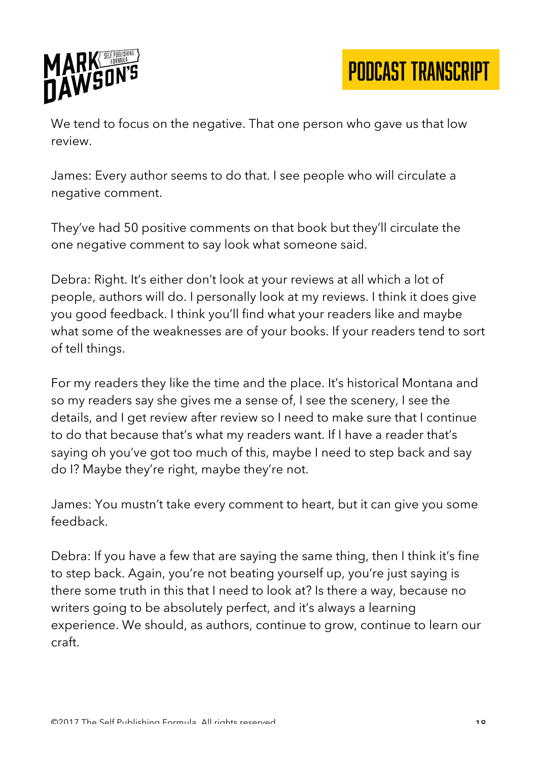We tend to focus on the negative. That one person who gave us that low review.

James: Every author seems to do that. I see people who will circulate a negative comment.

They've had 50 positive comments on that book but they'll circulate the one negative comment to say look what someone said.

Debra: Right. It's either don't look at your reviews at all which a lot of people, authors will do. I personally look at my reviews. I think it does give you good feedback. I think you'll find what your readers like and maybe what some of the weaknesses are of your books. If your readers tend to sort of tell things.

For my readers they like the time and the place. It's historical Montana and so my readers say she gives me a sense of, I see the scenery, I see the details, and I get review after review so I need to make sure that I continue to do that because that's what my readers want. If I have a reader that's saying oh you've got too much of this, maybe I need to step back and say do I? Maybe they're right, maybe they're not.

James: You mustn't take every comment to heart, but it can give you some feedback.

Debra: If you have a few that are saying the same thing, then I think it's fine to step back. Again, you're not beating yourself up, you're just saying is there some truth in this that I need to look at? Is there a way, because no writers going to be absolutely perfect, and it's always a learning experience. We should, as authors, continue to grow, continue to learn our craft.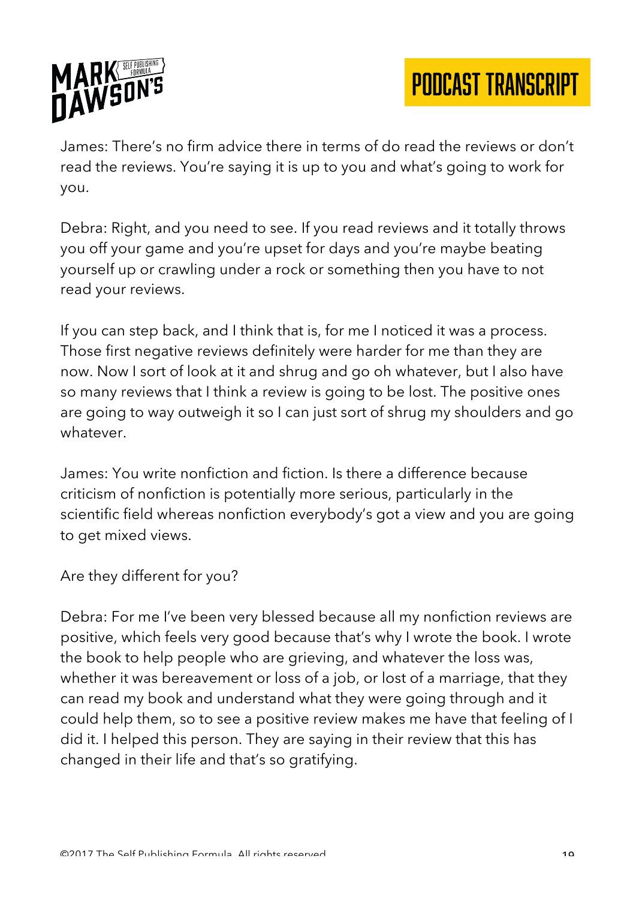James: There's no firm advice there in terms of do read the reviews or don't read the reviews. You're saying it is up to you and what's going to work for you.

Debra: Right, and you need to see. If you read reviews and it totally throws you off your game and you're upset for days and you're maybe beating yourself up or crawling under a rock or something then you have to not read your reviews.

If you can step back, and I think that is, for me I noticed it was a process. Those first negative reviews definitely were harder for me than they are now. Now I sort of look at it and shrug and go oh whatever, but I also have so many reviews that I think a review is going to be lost. The positive ones are going to way outweigh it so I can just sort of shrug my shoulders and go whatever.

James: You write nonfiction and fiction. Is there a difference because criticism of nonfiction is potentially more serious, particularly in the scientific field whereas nonfiction everybody's got a view and you are going to get mixed views.

Are they different for you?

Debra: For me I've been very blessed because all my nonfiction reviews are positive, which feels very good because that's why I wrote the book. I wrote the book to help people who are grieving, and whatever the loss was, whether it was bereavement or loss of a job, or lost of a marriage, that they can read my book and understand what they were going through and it could help them, so to see a positive review makes me have that feeling of I did it. I helped this person. They are saying in their review that this has changed in their life and that's so gratifying.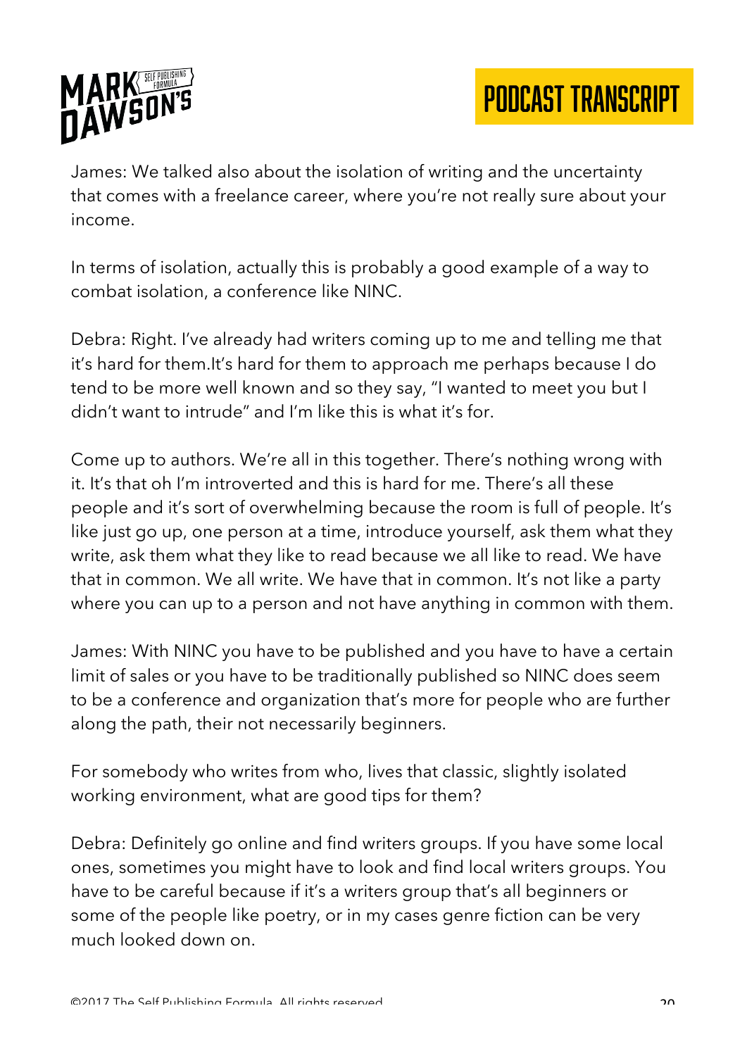James: We talked also about the isolation of writing and the uncertainty that comes with a freelance career, where you're not really sure about your income.

In terms of isolation, actually this is probably a good example of a way to combat isolation, a conference like NINC.

Debra: Right. I've already had writers coming up to me and telling me that it's hard for them.It's hard for them to approach me perhaps because I do tend to be more well known and so they say, "I wanted to meet you but I didn't want to intrude" and I'm like this is what it's for.

Come up to authors. We're all in this together. There's nothing wrong with it. It's that oh I'm introverted and this is hard for me. There's all these people and it's sort of overwhelming because the room is full of people. It's like just go up, one person at a time, introduce yourself, ask them what they write, ask them what they like to read because we all like to read. We have that in common. We all write. We have that in common. It's not like a party where you can up to a person and not have anything in common with them.

James: With NINC you have to be published and you have to have a certain limit of sales or you have to be traditionally published so NINC does seem to be a conference and organization that's more for people who are further along the path, their not necessarily beginners.

For somebody who writes from who, lives that classic, slightly isolated working environment, what are good tips for them?

Debra: Definitely go online and find writers groups. If you have some local ones, sometimes you might have to look and find local writers groups. You have to be careful because if it's a writers group that's all beginners or some of the people like poetry, or in my cases genre fiction can be very much looked down on.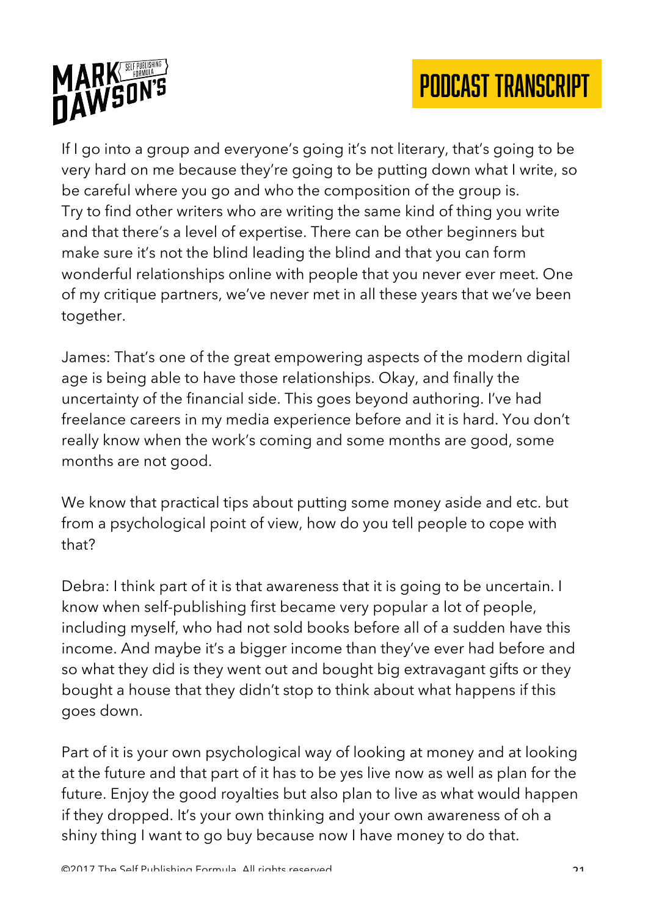If I go into a group and everyone's going it's not literary, that's going to be very hard on me because they're going to be putting down what I write, so be careful where you go and who the composition of the group is. Try to find other writers who are writing the same kind of thing you write and that there's a level of expertise. There can be other beginners but make sure it's not the blind leading the blind and that you can form wonderful relationships online with people that you never ever meet. One of my critique partners, we've never met in all these years that we've been together.

James: That's one of the great empowering aspects of the modern digital age is being able to have those relationships. Okay, and finally the uncertainty of the financial side. This goes beyond authoring. I've had freelance careers in my media experience before and it is hard. You don't really know when the work's coming and some months are good, some months are not good.

We know that practical tips about putting some money aside and etc. but from a psychological point of view, how do you tell people to cope with that?

Debra: I think part of it is that awareness that it is going to be uncertain. I know when self-publishing first became very popular a lot of people, including myself, who had not sold books before all of a sudden have this income. And maybe it's a bigger income than they've ever had before and so what they did is they went out and bought big extravagant gifts or they bought a house that they didn't stop to think about what happens if this goes down.

Part of it is your own psychological way of looking at money and at looking at the future and that part of it has to be yes live now as well as plan for the future. Enjoy the good royalties but also plan to live as what would happen if they dropped. It's your own thinking and your own awareness of oh a shiny thing I want to go buy because now I have money to do that.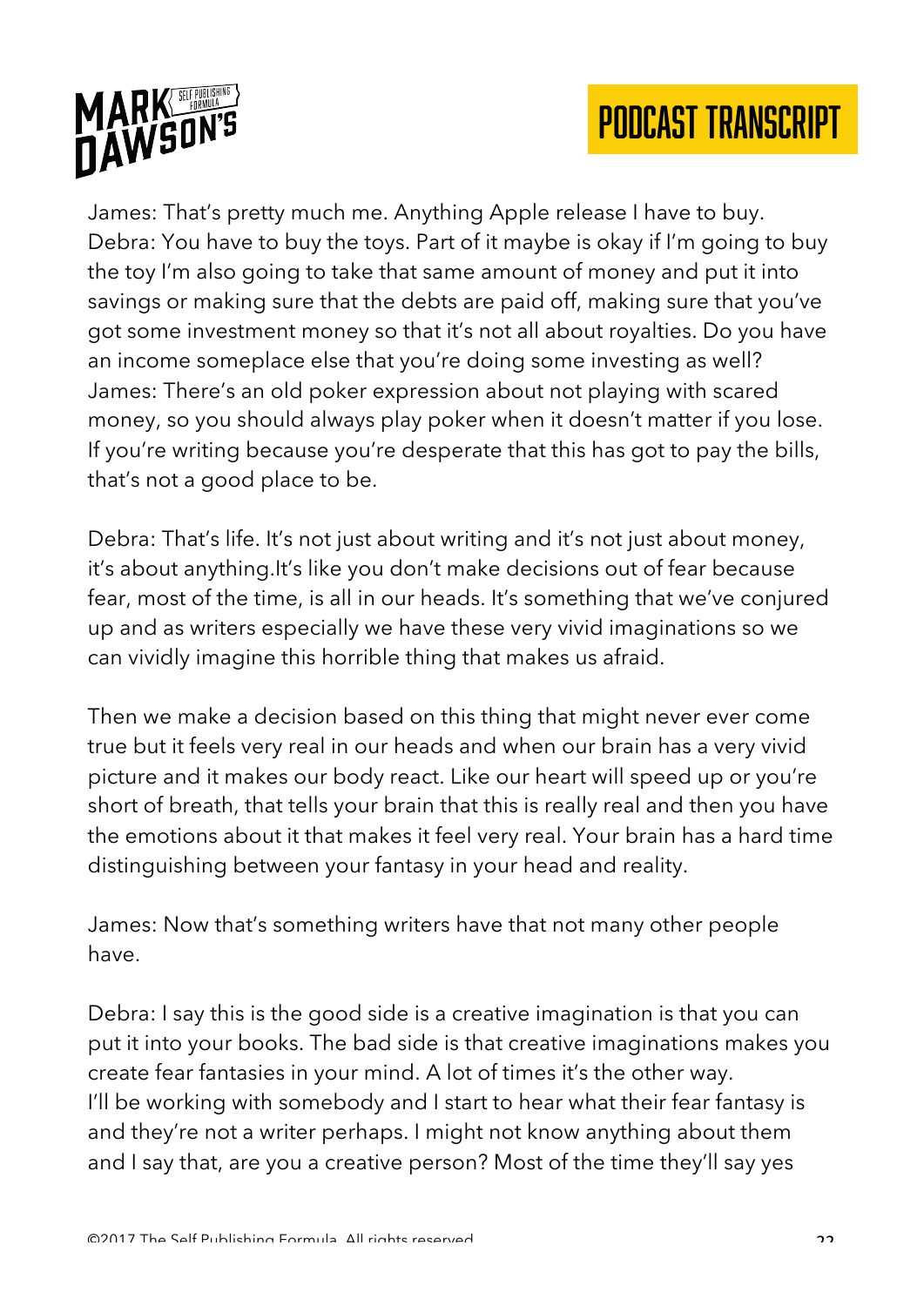James: That's pretty much me. Anything Apple release I have to buy.
Debra: You have to buy the toys. Part of it maybe is okay if I'm going to buy the toy I'm also going to take that same amount of money and put it into savings or making sure that the debts are paid off, making sure that you've got some investment money so that it's not all about royalties. Do you have an income someplace else that you're doing some investing as well?
James: There's an old poker expression about not playing with scared money, so you should always play poker when it doesn't matter if you lose. If you're writing because you're desperate that this has got to pay the bills, that's not a good place to be.

Debra: That's life. It's not just about writing and it's not just about money, it's about anything.It's like you don't make decisions out of fear because fear, most of the time, is all in our heads. It's something that we've conjured up and as writers especially we have these very vivid imaginations so we can vividly imagine this horrible thing that makes us afraid.

Then we make a decision based on this thing that might never ever come true but it feels very real in our heads and when our brain has a very vivid picture and it makes our body react. Like our heart will speed up or you're short of breath, that tells your brain that this is really real and then you have the emotions about it that makes it feel very real. Your brain has a hard time distinguishing between your fantasy in your head and reality.

James: Now that's something writers have that not many other people have.

Debra: I say this is the good side is a creative imagination is that you can put it into your books. The bad side is that creative imaginations makes you create fear fantasies in your mind. A lot of times it's the other way.
I'll be working with somebody and I start to hear what their fear fantasy is and they're not a writer perhaps. I might not know anything about them and I say that, are you a creative person? Most of the time they'll say yes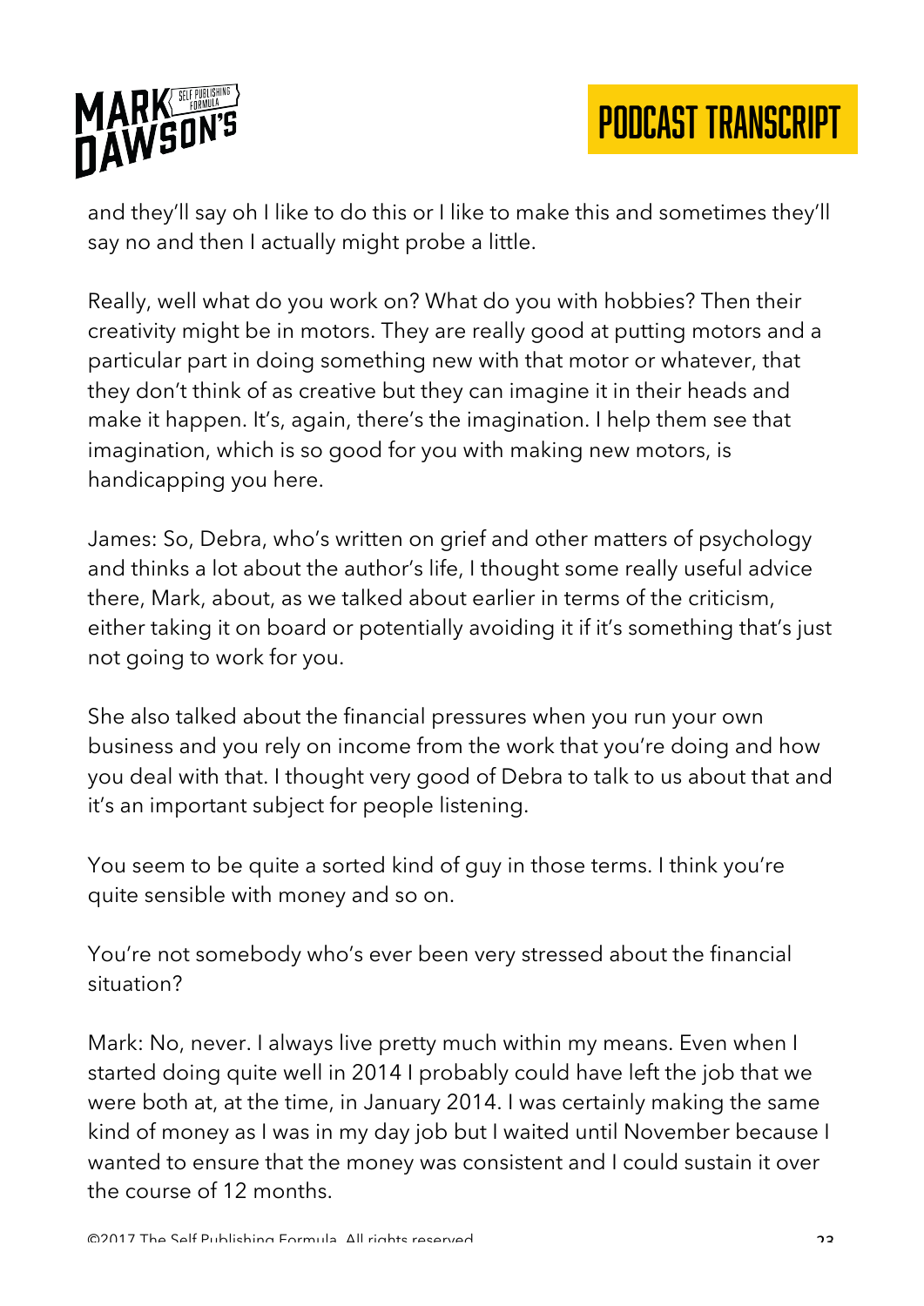and they'll say oh I like to do this or I like to make this and sometimes they'll say no and then I actually might probe a little.

Really, well what do you work on? What do you with hobbies? Then their creativity might be in motors. They are really good at putting motors and a particular part in doing something new with that motor or whatever, that they don't think of as creative but they can imagine it in their heads and make it happen. It's, again, there's the imagination. I help them see that imagination, which is so good for you with making new motors, is handicapping you here.

James: So, Debra, who's written on grief and other matters of psychology and thinks a lot about the author's life, I thought some really useful advice there, Mark, about, as we talked about earlier in terms of the criticism, either taking it on board or potentially avoiding it if it's something that's just not going to work for you.

She also talked about the financial pressures when you run your own business and you rely on income from the work that you're doing and how you deal with that. I thought very good of Debra to talk to us about that and it's an important subject for people listening.

You seem to be quite a sorted kind of guy in those terms. I think you're quite sensible with money and so on.

You're not somebody who's ever been very stressed about the financial situation?

Mark: No, never. I always live pretty much within my means. Even when I started doing quite well in 2014 I probably could have left the job that we were both at, at the time, in January 2014. I was certainly making the same kind of money as I was in my day job but I waited until November because I wanted to ensure that the money was consistent and I could sustain it over the course of 12 months.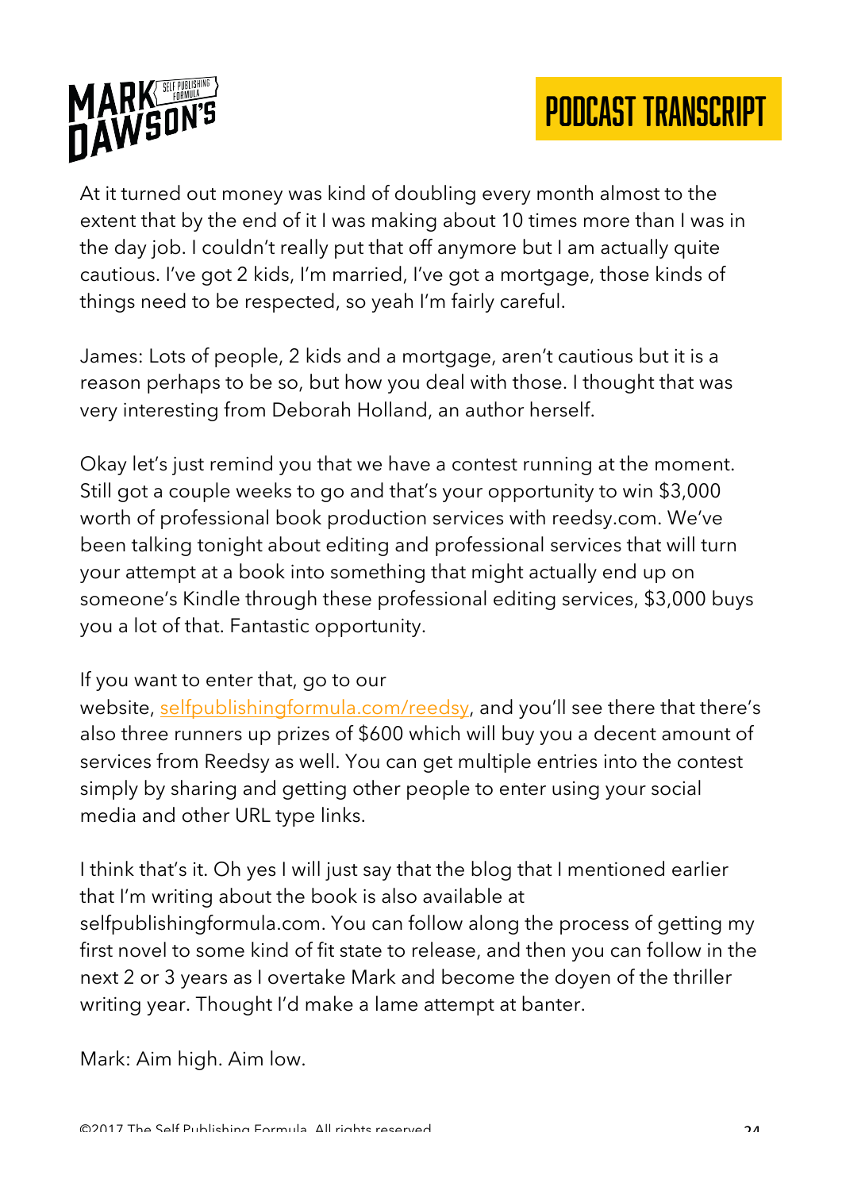At it turned out money was kind of doubling every month almost to the extent that by the end of it I was making about 10 times more than I was in the day job. I couldn't really put that off anymore but I am actually quite cautious. I've got 2 kids, I'm married, I've got a mortgage, those kinds of things need to be respected, so yeah I'm fairly careful.

James: Lots of people, 2 kids and a mortgage, aren't cautious but it is a reason perhaps to be so, but how you deal with those. I thought that was very interesting from Deborah Holland, an author herself.

Okay let's just remind you that we have a contest running at the moment. Still got a couple weeks to go and that's your opportunity to win $3,000 worth of professional book production services with reedsy.com. We've been talking tonight about editing and professional services that will turn your attempt at a book into something that might actually end up on someone's Kindle through these professional editing services, $3,000 buys you a lot of that. Fantastic opportunity.

If you want to enter that, go to our website, [selfpublishingformula.com/reedsy](selfpublishingformula.com/reedsy), and you'll see there that there's also three runners up prizes of $600 which will buy you a decent amount of services from Reedsy as well. You can get multiple entries into the contest simply by sharing and getting other people to enter using your social media and other URL type links.

I think that's it. Oh yes I will just say that the blog that I mentioned earlier that I'm writing about the book is also available at selfpublishingformula.com. You can follow along the process of getting my first novel to some kind of fit state to release, and then you can follow in the next 2 or 3 years as I overtake Mark and become the doyen of the thriller writing year. Thought I'd make a lame attempt at banter.

Mark: Aim high. Aim low.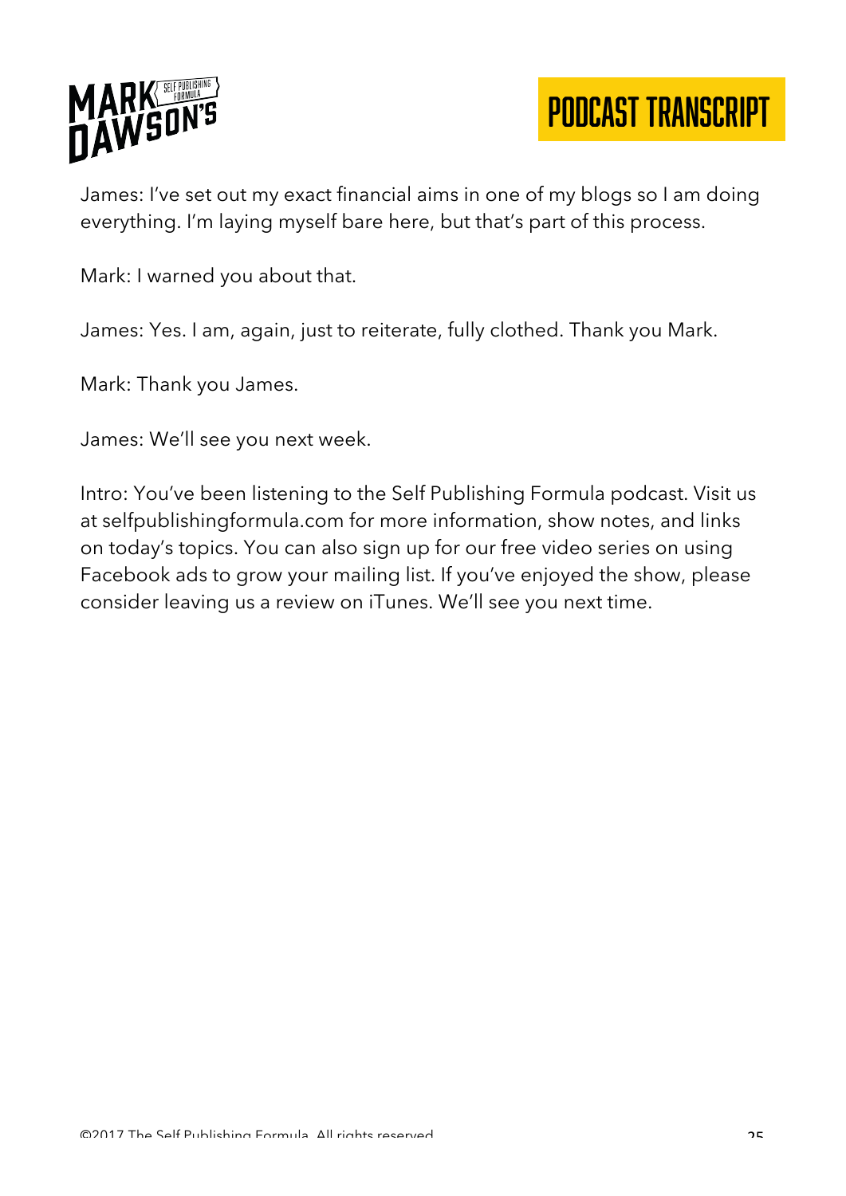James: I've set out my exact financial aims in one of my blogs so I am doing everything. I'm laying myself bare here, but that's part of this process.

Mark: I warned you about that.

James: Yes. I am, again, just to reiterate, fully clothed. Thank you Mark.

Mark: Thank you James.

James: We'll see you next week.

Intro: You've been listening to the Self Publishing Formula podcast. Visit us at selfpublishingformula.com for more information, show notes, and links on today's topics. You can also sign up for our free video series on using Facebook ads to grow your mailing list. If you've enjoyed the show, please consider leaving us a review on iTunes. We'll see you next time.